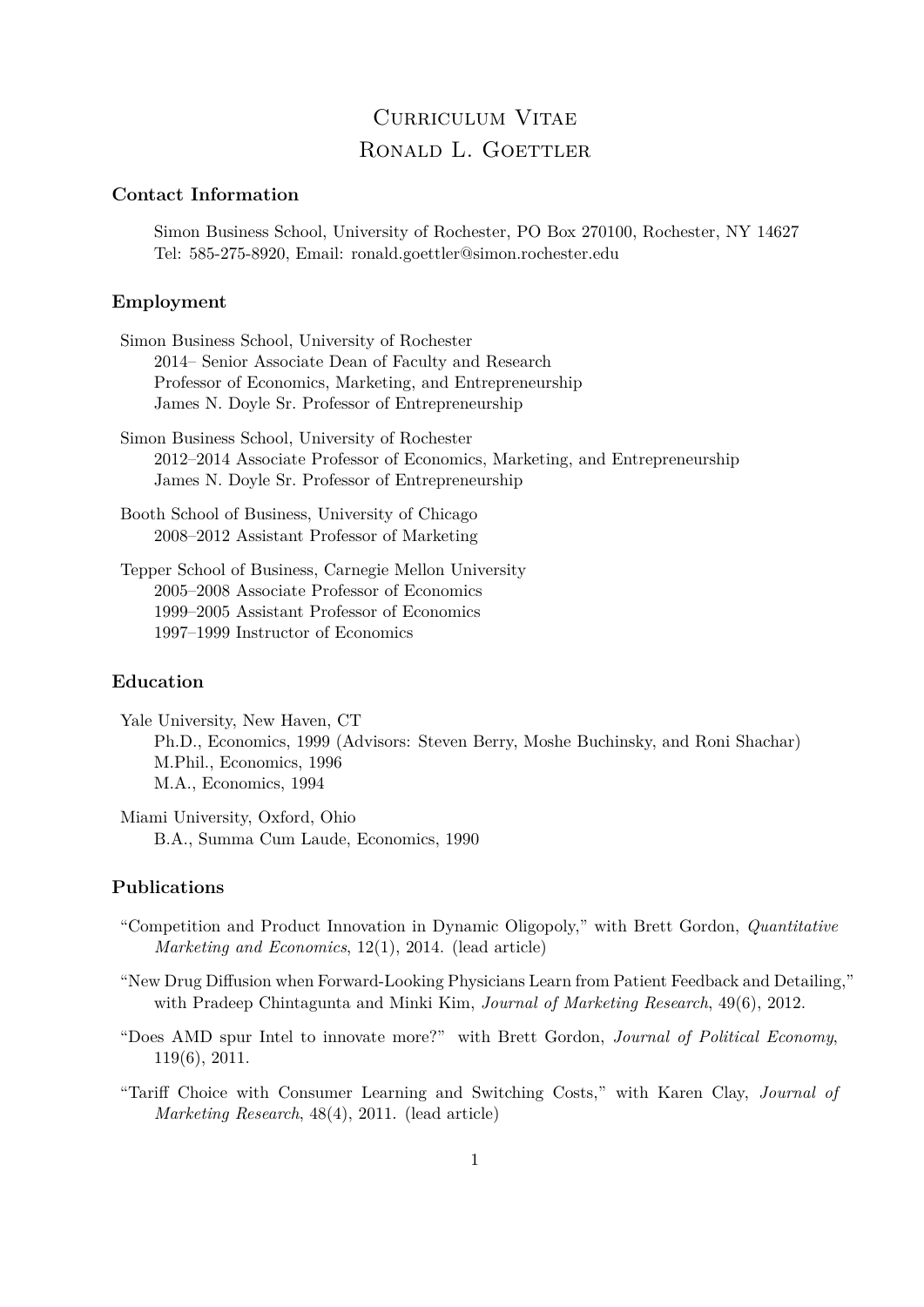# Curriculum Vitae
# Ronald L. Goettler

## Contact Information

Simon Business School, University of Rochester, PO Box 270100, Rochester, NY 14627
Tel: 585-275-8920, Email: ronald.goettler@simon.rochester.edu

## Employment

Simon Business School, University of Rochester
- 2014– Senior Associate Dean of Faculty and Research
- Professor of Economics, Marketing, and Entrepreneurship
- James N. Doyle Sr. Professor of Entrepreneurship

Simon Business School, University of Rochester
- 2012–2014 Associate Professor of Economics, Marketing, and Entrepreneurship
- James N. Doyle Sr. Professor of Entrepreneurship

Booth School of Business, University of Chicago
- 2008–2012 Assistant Professor of Marketing

Tepper School of Business, Carnegie Mellon University
- 2005–2008 Associate Professor of Economics
- 1999–2005 Assistant Professor of Economics
- 1997–1999 Instructor of Economics

## Education

Yale University, New Haven, CT
- Ph.D., Economics, 1999 (Advisors: Steven Berry, Moshe Buchinsky, and Roni Shachar)
- M.Phil., Economics, 1996
- M.A., Economics, 1994

Miami University, Oxford, Ohio
- B.A., Summa Cum Laude, Economics, 1990

## Publications

"Competition and Product Innovation in Dynamic Oligopoly," with Brett Gordon, *Quantitative Marketing and Economics*, 12(1), 2014. (lead article)

"New Drug Diffusion when Forward-Looking Physicians Learn from Patient Feedback and Detailing," with Pradeep Chintagunta and Minki Kim, *Journal of Marketing Research*, 49(6), 2012.

"Does AMD spur Intel to innovate more?" with Brett Gordon, *Journal of Political Economy*, 119(6), 2011.

"Tariff Choice with Consumer Learning and Switching Costs," with Karen Clay, *Journal of Marketing Research*, 48(4), 2011. (lead article)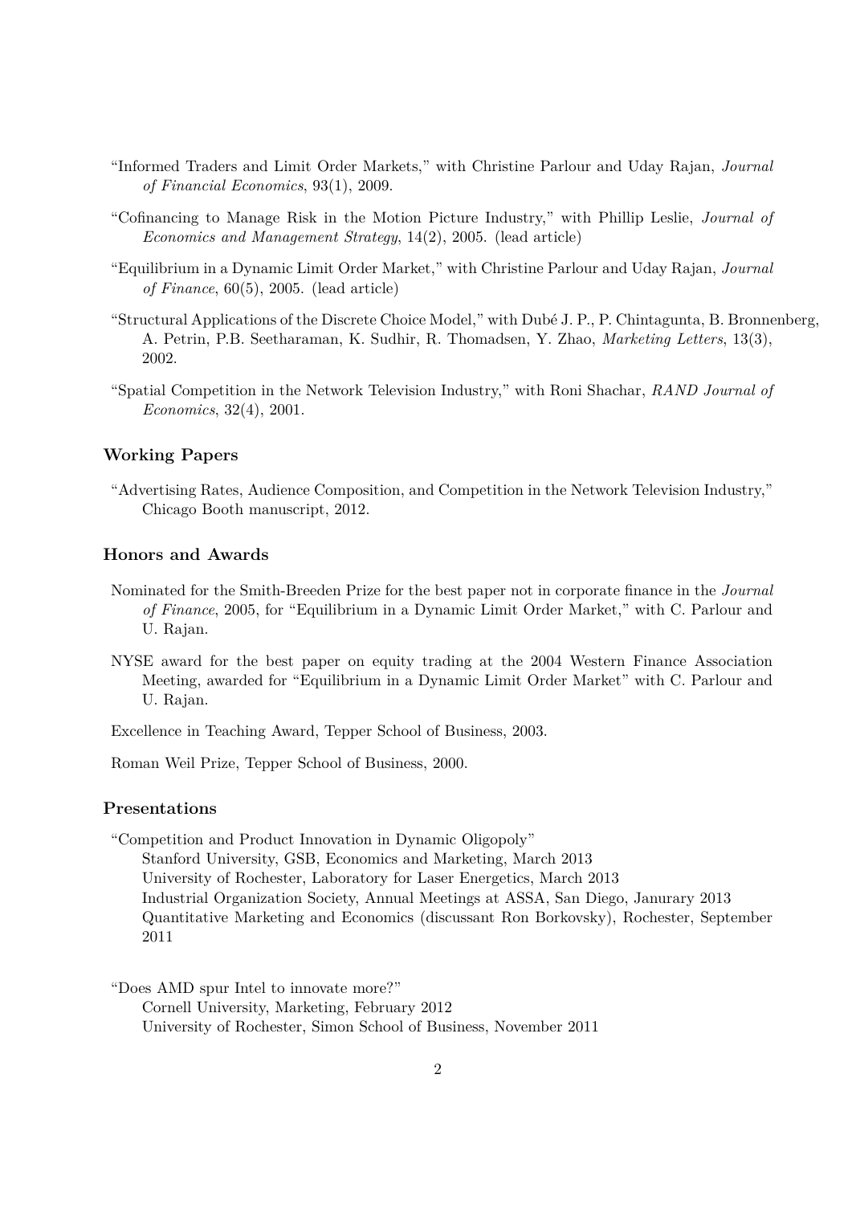"Informed Traders and Limit Order Markets," with Christine Parlour and Uday Rajan, *Journal of Financial Economics*, 93(1), 2009.

"Cofinancing to Manage Risk in the Motion Picture Industry," with Phillip Leslie, *Journal of Economics and Management Strategy*, 14(2), 2005. (lead article)

"Equilibrium in a Dynamic Limit Order Market," with Christine Parlour and Uday Rajan, *Journal of Finance*, 60(5), 2005. (lead article)

"Structural Applications of the Discrete Choice Model," with Dubé J. P., P. Chintagunta, B. Bronnenberg, A. Petrin, P.B. Seetharaman, K. Sudhir, R. Thomadsen, Y. Zhao, *Marketing Letters*, 13(3), 2002.

"Spatial Competition in the Network Television Industry," with Roni Shachar, *RAND Journal of Economics*, 32(4), 2001.

### Working Papers

"Advertising Rates, Audience Composition, and Competition in the Network Television Industry," Chicago Booth manuscript, 2012.

### Honors and Awards

Nominated for the Smith-Breeden Prize for the best paper not in corporate finance in the *Journal of Finance*, 2005, for "Equilibrium in a Dynamic Limit Order Market," with C. Parlour and U. Rajan.

NYSE award for the best paper on equity trading at the 2004 Western Finance Association Meeting, awarded for "Equilibrium in a Dynamic Limit Order Market" with C. Parlour and U. Rajan.

Excellence in Teaching Award, Tepper School of Business, 2003.

Roman Weil Prize, Tepper School of Business, 2000.

### Presentations

"Competition and Product Innovation in Dynamic Oligopoly"
Stanford University, GSB, Economics and Marketing, March 2013
University of Rochester, Laboratory for Laser Energetics, March 2013
Industrial Organization Society, Annual Meetings at ASSA, San Diego, Janurary 2013
Quantitative Marketing and Economics (discussant Ron Borkovsky), Rochester, September 2011

"Does AMD spur Intel to innovate more?"
Cornell University, Marketing, February 2012
University of Rochester, Simon School of Business, November 2011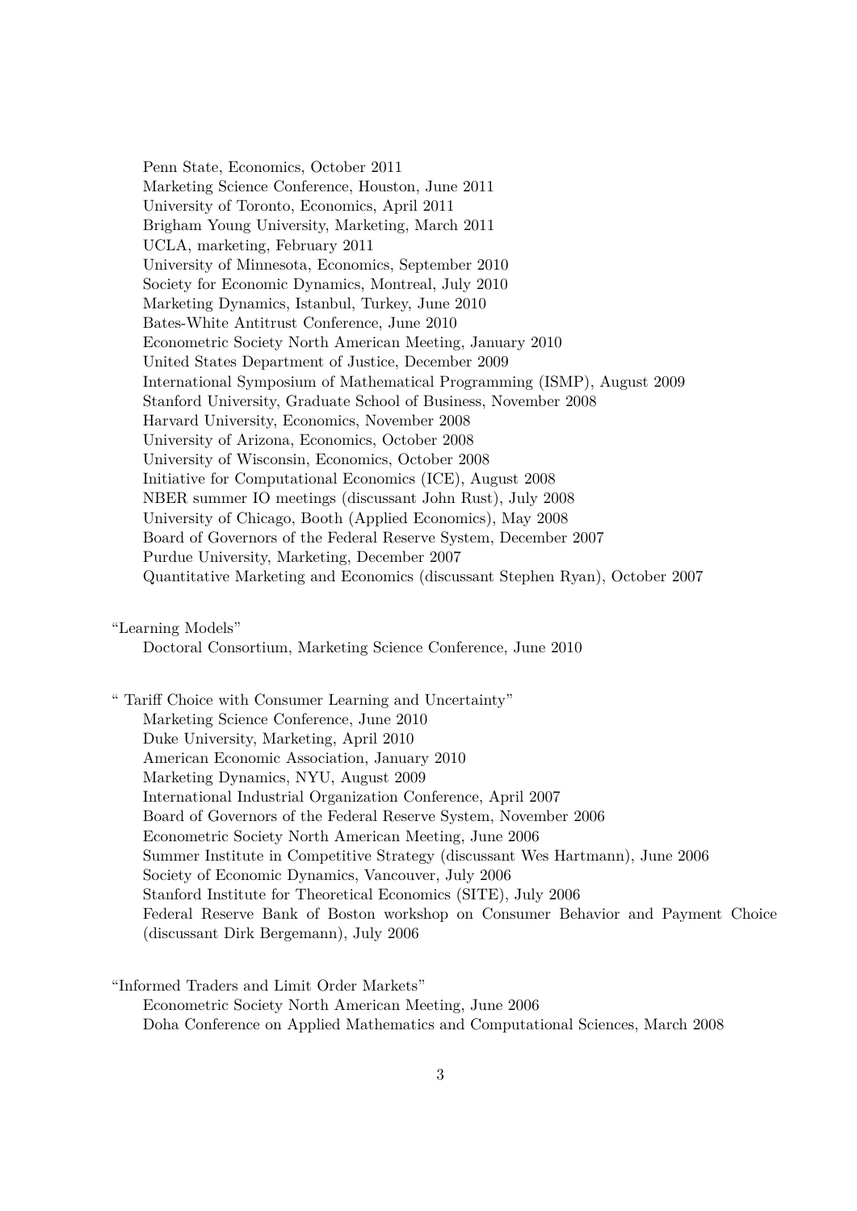Penn State, Economics, October 2011  
Marketing Science Conference, Houston, June 2011  
University of Toronto, Economics, April 2011  
Brigham Young University, Marketing, March 2011  
UCLA, marketing, February 2011  
University of Minnesota, Economics, September 2010  
Society for Economic Dynamics, Montreal, July 2010  
Marketing Dynamics, Istanbul, Turkey, June 2010  
Bates-White Antitrust Conference, June 2010  
Econometric Society North American Meeting, January 2010  
United States Department of Justice, December 2009  
International Symposium of Mathematical Programming (ISMP), August 2009  
Stanford University, Graduate School of Business, November 2008  
Harvard University, Economics, November 2008  
University of Arizona, Economics, October 2008  
University of Wisconsin, Economics, October 2008  
Initiative for Computational Economics (ICE), August 2008  
NBER summer IO meetings (discussant John Rust), July 2008  
University of Chicago, Booth (Applied Economics), May 2008  
Board of Governors of the Federal Reserve System, December 2007  
Purdue University, Marketing, December 2007  
Quantitative Marketing and Economics (discussant Stephen Ryan), October 2007

"Learning Models"  
Doctoral Consortium, Marketing Science Conference, June 2010

" Tariff Choice with Consumer Learning and Uncertainty"  
Marketing Science Conference, June 2010  
Duke University, Marketing, April 2010  
American Economic Association, January 2010  
Marketing Dynamics, NYU, August 2009  
International Industrial Organization Conference, April 2007  
Board of Governors of the Federal Reserve System, November 2006  
Econometric Society North American Meeting, June 2006  
Summer Institute in Competitive Strategy (discussant Wes Hartmann), June 2006  
Society of Economic Dynamics, Vancouver, July 2006  
Stanford Institute for Theoretical Economics (SITE), July 2006  
Federal Reserve Bank of Boston workshop on Consumer Behavior and Payment Choice (discussant Dirk Bergemann), July 2006

"Informed Traders and Limit Order Markets"  
Econometric Society North American Meeting, June 2006  
Doha Conference on Applied Mathematics and Computational Sciences, March 2008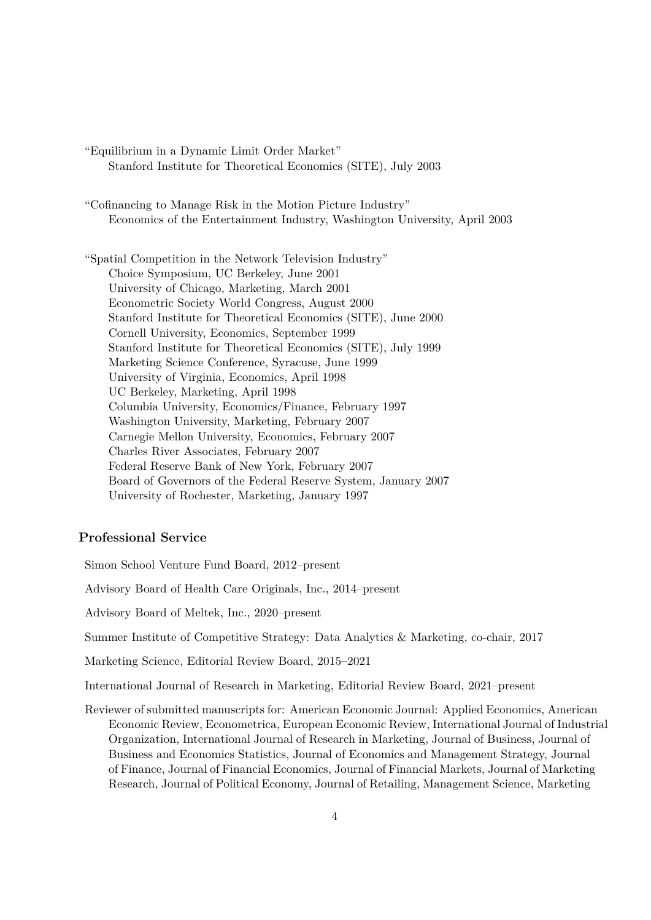"Equilibrium in a Dynamic Limit Order Market"
Stanford Institute for Theoretical Economics (SITE), July 2003

"Cofinancing to Manage Risk in the Motion Picture Industry"
Economics of the Entertainment Industry, Washington University, April 2003

"Spatial Competition in the Network Television Industry"
Choice Symposium, UC Berkeley, June 2001
University of Chicago, Marketing, March 2001
Econometric Society World Congress, August 2000
Stanford Institute for Theoretical Economics (SITE), June 2000
Cornell University, Economics, September 1999
Stanford Institute for Theoretical Economics (SITE), July 1999
Marketing Science Conference, Syracuse, June 1999
University of Virginia, Economics, April 1998
UC Berkeley, Marketing, April 1998
Columbia University, Economics/Finance, February 1997
Washington University, Marketing, February 2007
Carnegie Mellon University, Economics, February 2007
Charles River Associates, February 2007
Federal Reserve Bank of New York, February 2007
Board of Governors of the Federal Reserve System, January 2007
University of Rochester, Marketing, January 1997

## Professional Service

Simon School Venture Fund Board, 2012–present

Advisory Board of Health Care Originals, Inc., 2014–present

Advisory Board of Meltek, Inc., 2020–present

Summer Institute of Competitive Strategy: Data Analytics & Marketing, co-chair, 2017

Marketing Science, Editorial Review Board, 2015–2021

International Journal of Research in Marketing, Editorial Review Board, 2021–present

Reviewer of submitted manuscripts for: American Economic Journal: Applied Economics, American Economic Review, Econometrica, European Economic Review, International Journal of Industrial Organization, International Journal of Research in Marketing, Journal of Business, Journal of Business and Economics Statistics, Journal of Economics and Management Strategy, Journal of Finance, Journal of Financial Economics, Journal of Financial Markets, Journal of Marketing Research, Journal of Political Economy, Journal of Retailing, Management Science, Marketing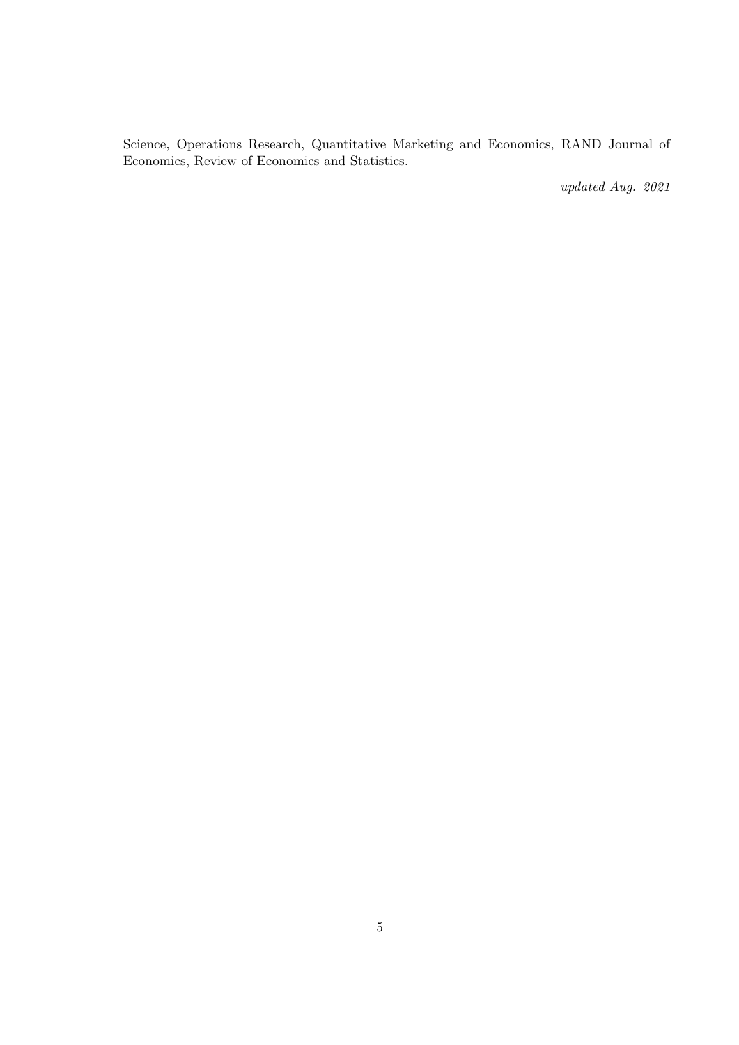Science, Operations Research, Quantitative Marketing and Economics, RAND Journal of Economics, Review of Economics and Statistics.

*updated Aug. 2021*